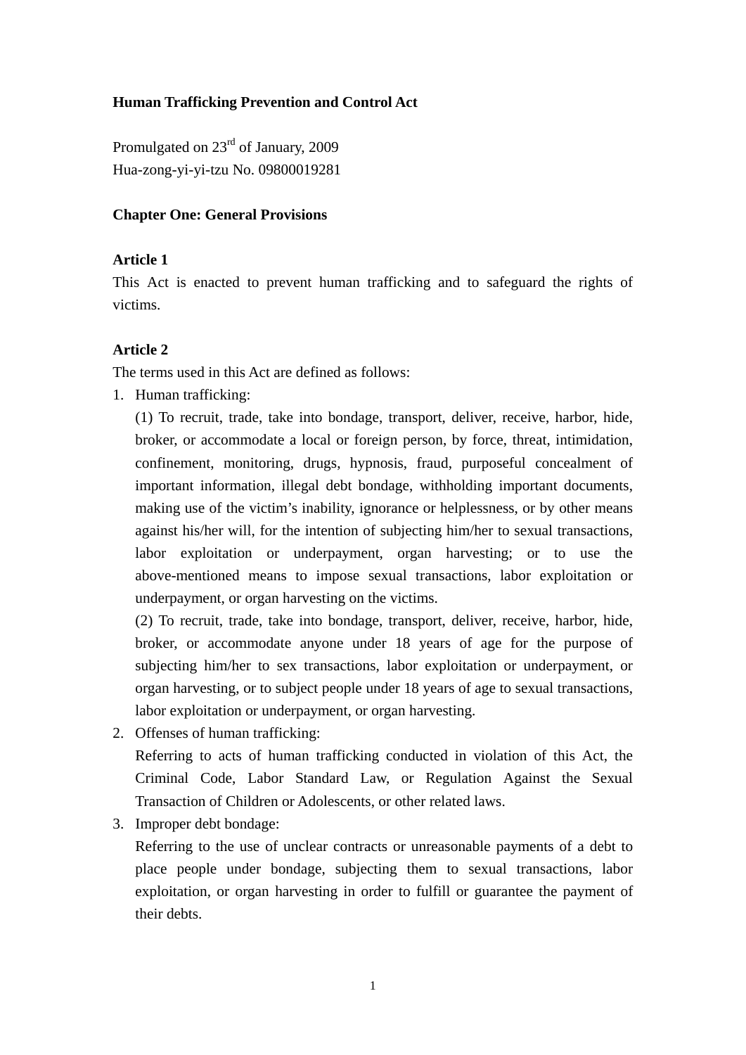# Human Trafficking Prevention and Control Act

Promulgated on 23rd of January, 2009
Hua-zong-yi-yi-tzu No. 09800019281

## Chapter One: General Provisions

### Article 1

This Act is enacted to prevent human trafficking and to safeguard the rights of victims.

### Article 2

The terms used in this Act are defined as follows:

1. Human trafficking:

   (1) To recruit, trade, take into bondage, transport, deliver, receive, harbor, hide, broker, or accommodate a local or foreign person, by force, threat, intimidation, confinement, monitoring, drugs, hypnosis, fraud, purposeful concealment of important information, illegal debt bondage, withholding important documents, making use of the victim's inability, ignorance or helplessness, or by other means against his/her will, for the intention of subjecting him/her to sexual transactions, labor exploitation or underpayment, organ harvesting; or to use the above-mentioned means to impose sexual transactions, labor exploitation or underpayment, or organ harvesting on the victims.

   (2) To recruit, trade, take into bondage, transport, deliver, receive, harbor, hide, broker, or accommodate anyone under 18 years of age for the purpose of subjecting him/her to sex transactions, labor exploitation or underpayment, or organ harvesting, or to subject people under 18 years of age to sexual transactions, labor exploitation or underpayment, or organ harvesting.

2. Offenses of human trafficking:

   Referring to acts of human trafficking conducted in violation of this Act, the Criminal Code, Labor Standard Law, or Regulation Against the Sexual Transaction of Children or Adolescents, or other related laws.

3. Improper debt bondage:

   Referring to the use of unclear contracts or unreasonable payments of a debt to place people under bondage, subjecting them to sexual transactions, labor exploitation, or organ harvesting in order to fulfill or guarantee the payment of their debts.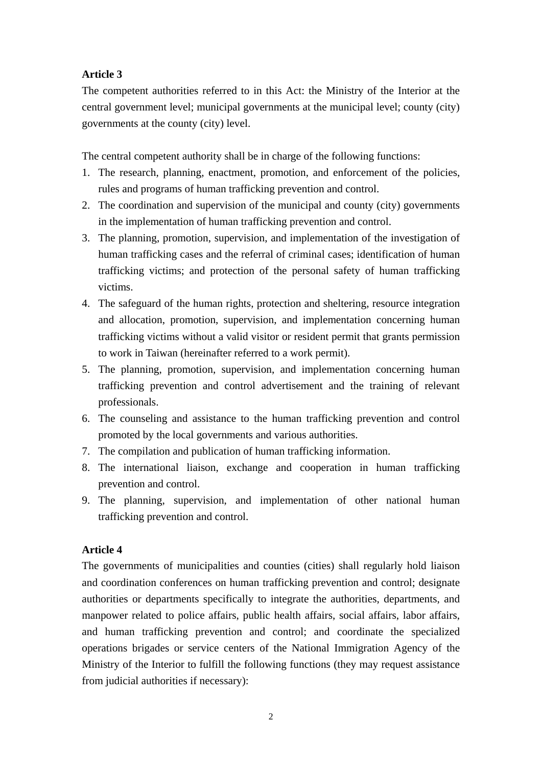**Article 3**

The competent authorities referred to in this Act: the Ministry of the Interior at the central government level; municipal governments at the municipal level; county (city) governments at the county (city) level.

The central competent authority shall be in charge of the following functions:

1. The research, planning, enactment, promotion, and enforcement of the policies, rules and programs of human trafficking prevention and control.
2. The coordination and supervision of the municipal and county (city) governments in the implementation of human trafficking prevention and control.
3. The planning, promotion, supervision, and implementation of the investigation of human trafficking cases and the referral of criminal cases; identification of human trafficking victims; and protection of the personal safety of human trafficking victims.
4. The safeguard of the human rights, protection and sheltering, resource integration and allocation, promotion, supervision, and implementation concerning human trafficking victims without a valid visitor or resident permit that grants permission to work in Taiwan (hereinafter referred to a work permit).
5. The planning, promotion, supervision, and implementation concerning human trafficking prevention and control advertisement and the training of relevant professionals.
6. The counseling and assistance to the human trafficking prevention and control promoted by the local governments and various authorities.
7. The compilation and publication of human trafficking information.
8. The international liaison, exchange and cooperation in human trafficking prevention and control.
9. The planning, supervision, and implementation of other national human trafficking prevention and control.

**Article 4**

The governments of municipalities and counties (cities) shall regularly hold liaison and coordination conferences on human trafficking prevention and control; designate authorities or departments specifically to integrate the authorities, departments, and manpower related to police affairs, public health affairs, social affairs, labor affairs, and human trafficking prevention and control; and coordinate the specialized operations brigades or service centers of the National Immigration Agency of the Ministry of the Interior to fulfill the following functions (they may request assistance from judicial authorities if necessary):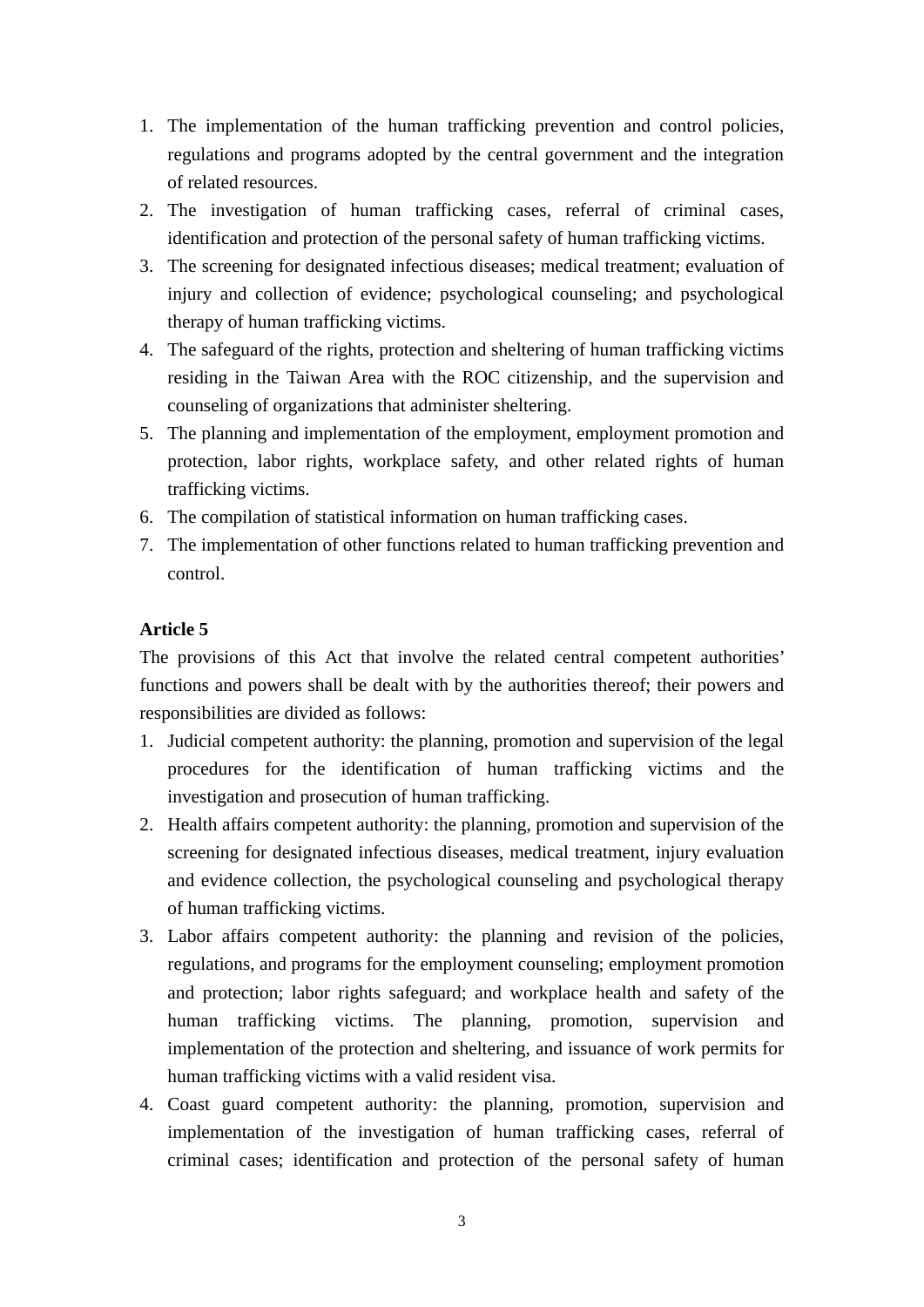1. The implementation of the human trafficking prevention and control policies, regulations and programs adopted by the central government and the integration of related resources.
2. The investigation of human trafficking cases, referral of criminal cases, identification and protection of the personal safety of human trafficking victims.
3. The screening for designated infectious diseases; medical treatment; evaluation of injury and collection of evidence; psychological counseling; and psychological therapy of human trafficking victims.
4. The safeguard of the rights, protection and sheltering of human trafficking victims residing in the Taiwan Area with the ROC citizenship, and the supervision and counseling of organizations that administer sheltering.
5. The planning and implementation of the employment, employment promotion and protection, labor rights, workplace safety, and other related rights of human trafficking victims.
6. The compilation of statistical information on human trafficking cases.
7. The implementation of other functions related to human trafficking prevention and control.

**Article 5**

The provisions of this Act that involve the related central competent authorities' functions and powers shall be dealt with by the authorities thereof; their powers and responsibilities are divided as follows:

1. Judicial competent authority: the planning, promotion and supervision of the legal procedures for the identification of human trafficking victims and the investigation and prosecution of human trafficking.
2. Health affairs competent authority: the planning, promotion and supervision of the screening for designated infectious diseases, medical treatment, injury evaluation and evidence collection, the psychological counseling and psychological therapy of human trafficking victims.
3. Labor affairs competent authority: the planning and revision of the policies, regulations, and programs for the employment counseling; employment promotion and protection; labor rights safeguard; and workplace health and safety of the human trafficking victims. The planning, promotion, supervision and implementation of the protection and sheltering, and issuance of work permits for human trafficking victims with a valid resident visa.
4. Coast guard competent authority: the planning, promotion, supervision and implementation of the investigation of human trafficking cases, referral of criminal cases; identification and protection of the personal safety of human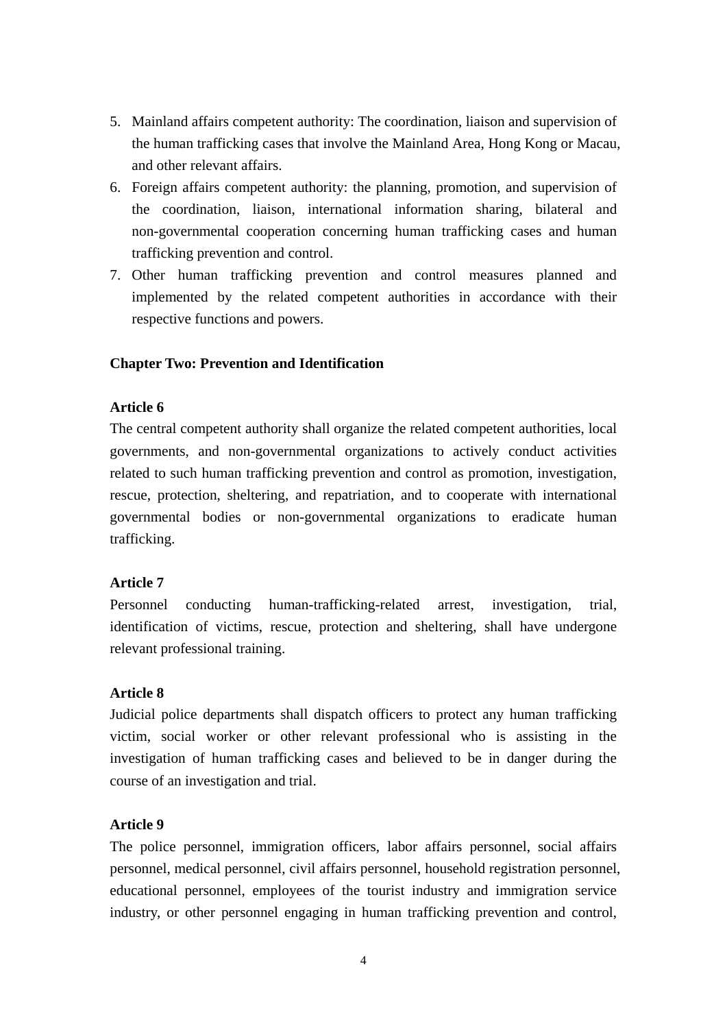5. Mainland affairs competent authority: The coordination, liaison and supervision of the human trafficking cases that involve the Mainland Area, Hong Kong or Macau, and other relevant affairs.
6. Foreign affairs competent authority: the planning, promotion, and supervision of the coordination, liaison, international information sharing, bilateral and non-governmental cooperation concerning human trafficking cases and human trafficking prevention and control.
7. Other human trafficking prevention and control measures planned and implemented by the related competent authorities in accordance with their respective functions and powers.

## Chapter Two: Prevention and Identification

### Article 6

The central competent authority shall organize the related competent authorities, local governments, and non-governmental organizations to actively conduct activities related to such human trafficking prevention and control as promotion, investigation, rescue, protection, sheltering, and repatriation, and to cooperate with international governmental bodies or non-governmental organizations to eradicate human trafficking.

### Article 7

Personnel conducting human-trafficking-related arrest, investigation, trial, identification of victims, rescue, protection and sheltering, shall have undergone relevant professional training.

### Article 8

Judicial police departments shall dispatch officers to protect any human trafficking victim, social worker or other relevant professional who is assisting in the investigation of human trafficking cases and believed to be in danger during the course of an investigation and trial.

### Article 9

The police personnel, immigration officers, labor affairs personnel, social affairs personnel, medical personnel, civil affairs personnel, household registration personnel, educational personnel, employees of the tourist industry and immigration service industry, or other personnel engaging in human trafficking prevention and control,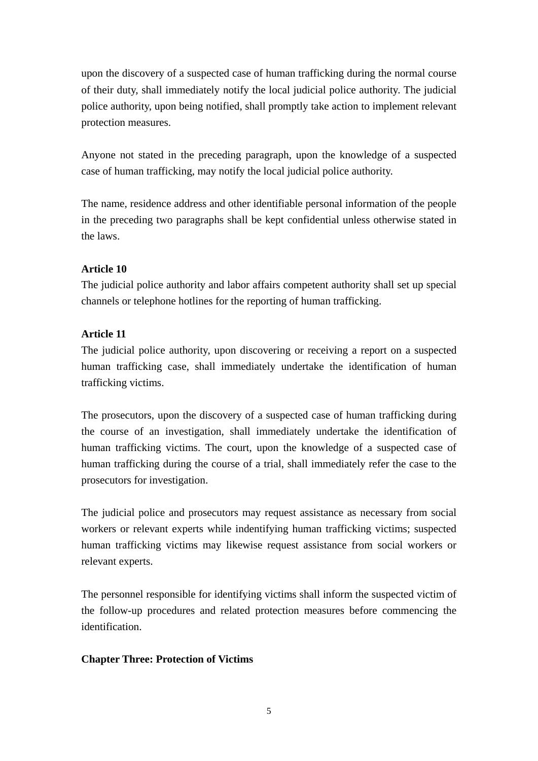upon the discovery of a suspected case of human trafficking during the normal course of their duty, shall immediately notify the local judicial police authority. The judicial police authority, upon being notified, shall promptly take action to implement relevant protection measures.

Anyone not stated in the preceding paragraph, upon the knowledge of a suspected case of human trafficking, may notify the local judicial police authority.

The name, residence address and other identifiable personal information of the people in the preceding two paragraphs shall be kept confidential unless otherwise stated in the laws.

**Article 10**
The judicial police authority and labor affairs competent authority shall set up special channels or telephone hotlines for the reporting of human trafficking.

**Article 11**
The judicial police authority, upon discovering or receiving a report on a suspected human trafficking case, shall immediately undertake the identification of human trafficking victims.

The prosecutors, upon the discovery of a suspected case of human trafficking during the course of an investigation, shall immediately undertake the identification of human trafficking victims. The court, upon the knowledge of a suspected case of human trafficking during the course of a trial, shall immediately refer the case to the prosecutors for investigation.

The judicial police and prosecutors may request assistance as necessary from social workers or relevant experts while indentifying human trafficking victims; suspected human trafficking victims may likewise request assistance from social workers or relevant experts.

The personnel responsible for identifying victims shall inform the suspected victim of the follow-up procedures and related protection measures before commencing the identification.

**Chapter Three: Protection of Victims**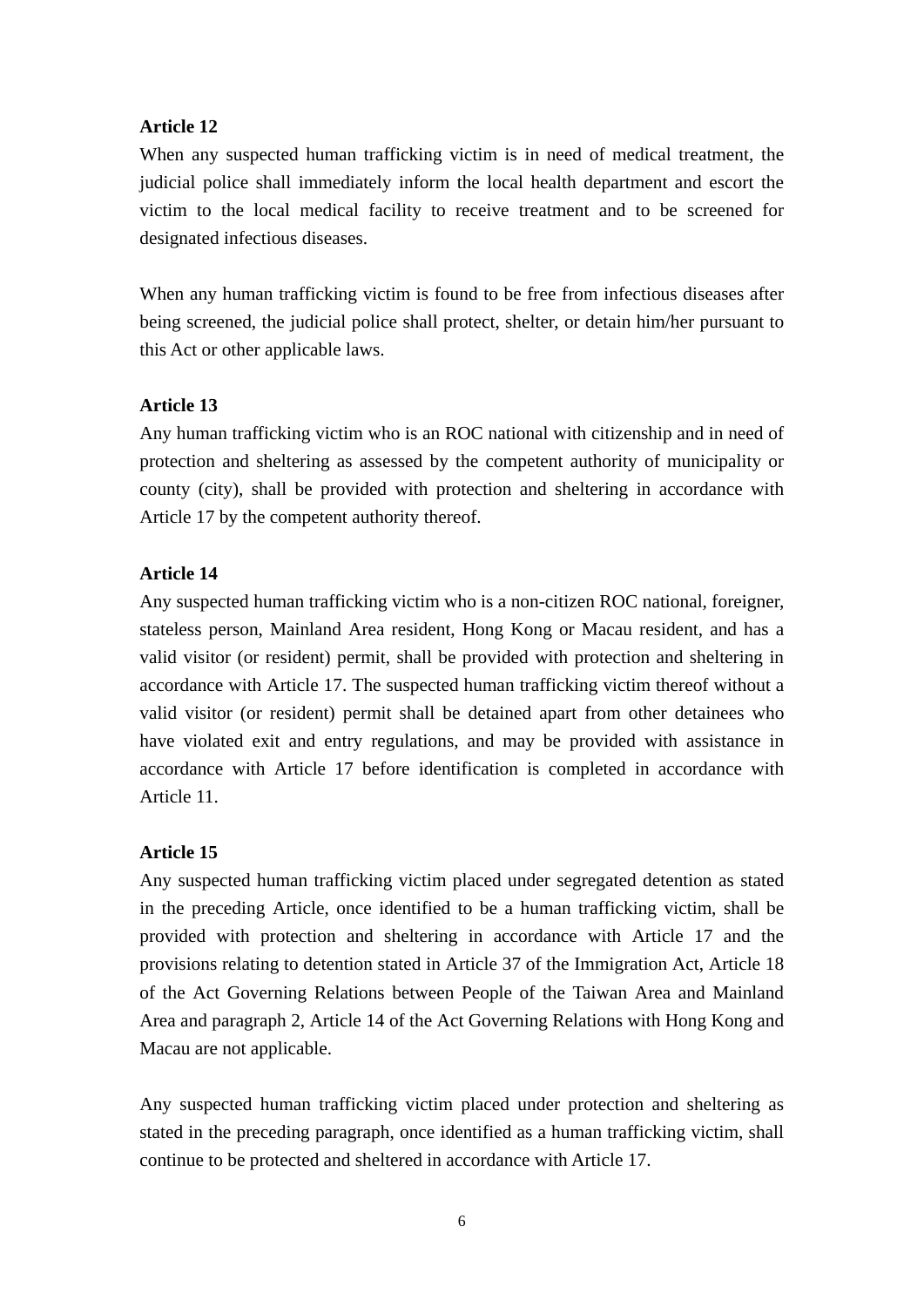**Article 12**

When any suspected human trafficking victim is in need of medical treatment, the judicial police shall immediately inform the local health department and escort the victim to the local medical facility to receive treatment and to be screened for designated infectious diseases.

When any human trafficking victim is found to be free from infectious diseases after being screened, the judicial police shall protect, shelter, or detain him/her pursuant to this Act or other applicable laws.

**Article 13**

Any human trafficking victim who is an ROC national with citizenship and in need of protection and sheltering as assessed by the competent authority of municipality or county (city), shall be provided with protection and sheltering in accordance with Article 17 by the competent authority thereof.

**Article 14**

Any suspected human trafficking victim who is a non-citizen ROC national, foreigner, stateless person, Mainland Area resident, Hong Kong or Macau resident, and has a valid visitor (or resident) permit, shall be provided with protection and sheltering in accordance with Article 17. The suspected human trafficking victim thereof without a valid visitor (or resident) permit shall be detained apart from other detainees who have violated exit and entry regulations, and may be provided with assistance in accordance with Article 17 before identification is completed in accordance with Article 11.

**Article 15**

Any suspected human trafficking victim placed under segregated detention as stated in the preceding Article, once identified to be a human trafficking victim, shall be provided with protection and sheltering in accordance with Article 17 and the provisions relating to detention stated in Article 37 of the Immigration Act, Article 18 of the Act Governing Relations between People of the Taiwan Area and Mainland Area and paragraph 2, Article 14 of the Act Governing Relations with Hong Kong and Macau are not applicable.

Any suspected human trafficking victim placed under protection and sheltering as stated in the preceding paragraph, once identified as a human trafficking victim, shall continue to be protected and sheltered in accordance with Article 17.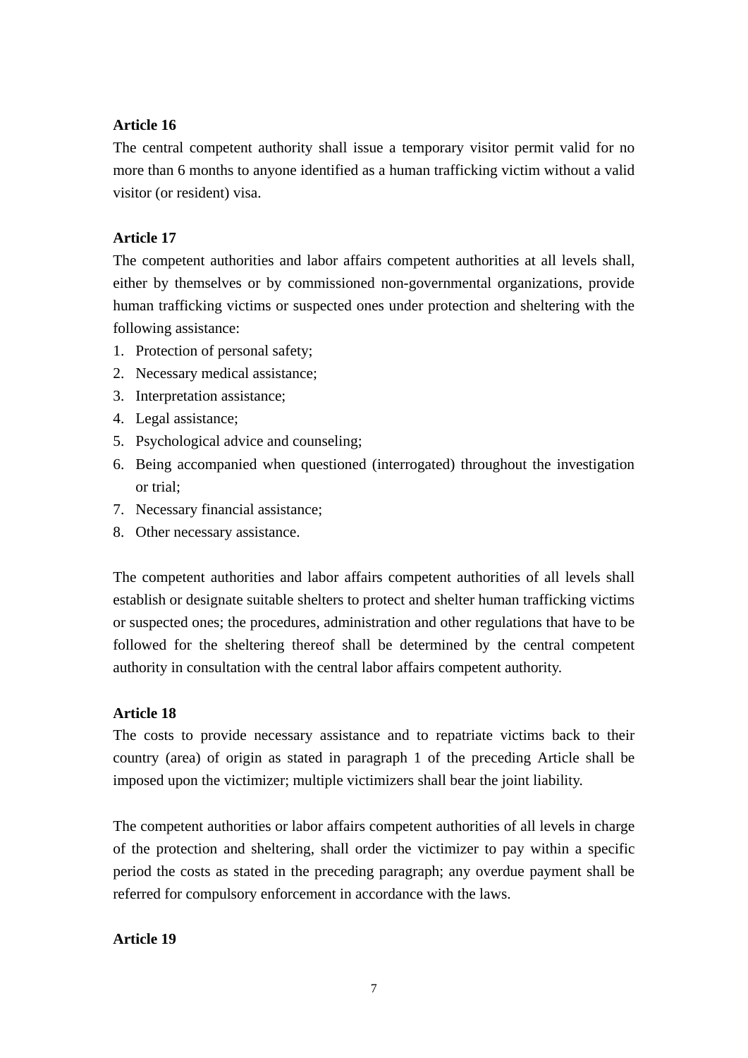**Article 16**

The central competent authority shall issue a temporary visitor permit valid for no more than 6 months to anyone identified as a human trafficking victim without a valid visitor (or resident) visa.

**Article 17**

The competent authorities and labor affairs competent authorities at all levels shall, either by themselves or by commissioned non-governmental organizations, provide human trafficking victims or suspected ones under protection and sheltering with the following assistance:

1. Protection of personal safety;
2. Necessary medical assistance;
3. Interpretation assistance;
4. Legal assistance;
5. Psychological advice and counseling;
6. Being accompanied when questioned (interrogated) throughout the investigation or trial;
7. Necessary financial assistance;
8. Other necessary assistance.

The competent authorities and labor affairs competent authorities of all levels shall establish or designate suitable shelters to protect and shelter human trafficking victims or suspected ones; the procedures, administration and other regulations that have to be followed for the sheltering thereof shall be determined by the central competent authority in consultation with the central labor affairs competent authority.

**Article 18**

The costs to provide necessary assistance and to repatriate victims back to their country (area) of origin as stated in paragraph 1 of the preceding Article shall be imposed upon the victimizer; multiple victimizers shall bear the joint liability.

The competent authorities or labor affairs competent authorities of all levels in charge of the protection and sheltering, shall order the victimizer to pay within a specific period the costs as stated in the preceding paragraph; any overdue payment shall be referred for compulsory enforcement in accordance with the laws.

**Article 19**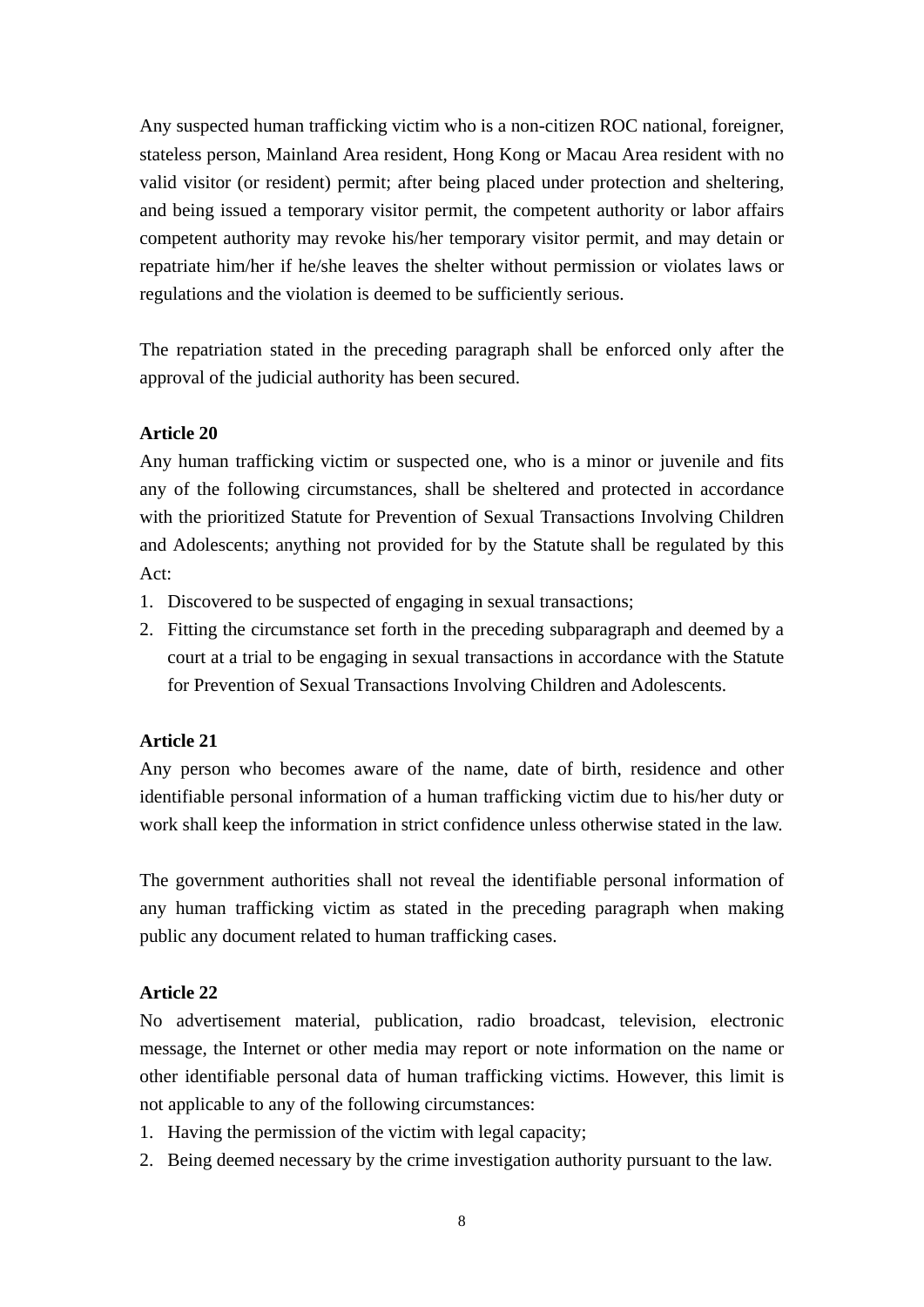Any suspected human trafficking victim who is a non-citizen ROC national, foreigner, stateless person, Mainland Area resident, Hong Kong or Macau Area resident with no valid visitor (or resident) permit; after being placed under protection and sheltering, and being issued a temporary visitor permit, the competent authority or labor affairs competent authority may revoke his/her temporary visitor permit, and may detain or repatriate him/her if he/she leaves the shelter without permission or violates laws or regulations and the violation is deemed to be sufficiently serious.

The repatriation stated in the preceding paragraph shall be enforced only after the approval of the judicial authority has been secured.

**Article 20**

Any human trafficking victim or suspected one, who is a minor or juvenile and fits any of the following circumstances, shall be sheltered and protected in accordance with the prioritized Statute for Prevention of Sexual Transactions Involving Children and Adolescents; anything not provided for by the Statute shall be regulated by this Act:

1. Discovered to be suspected of engaging in sexual transactions;
2. Fitting the circumstance set forth in the preceding subparagraph and deemed by a court at a trial to be engaging in sexual transactions in accordance with the Statute for Prevention of Sexual Transactions Involving Children and Adolescents.

**Article 21**

Any person who becomes aware of the name, date of birth, residence and other identifiable personal information of a human trafficking victim due to his/her duty or work shall keep the information in strict confidence unless otherwise stated in the law.

The government authorities shall not reveal the identifiable personal information of any human trafficking victim as stated in the preceding paragraph when making public any document related to human trafficking cases.

**Article 22**

No advertisement material, publication, radio broadcast, television, electronic message, the Internet or other media may report or note information on the name or other identifiable personal data of human trafficking victims. However, this limit is not applicable to any of the following circumstances:

1. Having the permission of the victim with legal capacity;
2. Being deemed necessary by the crime investigation authority pursuant to the law.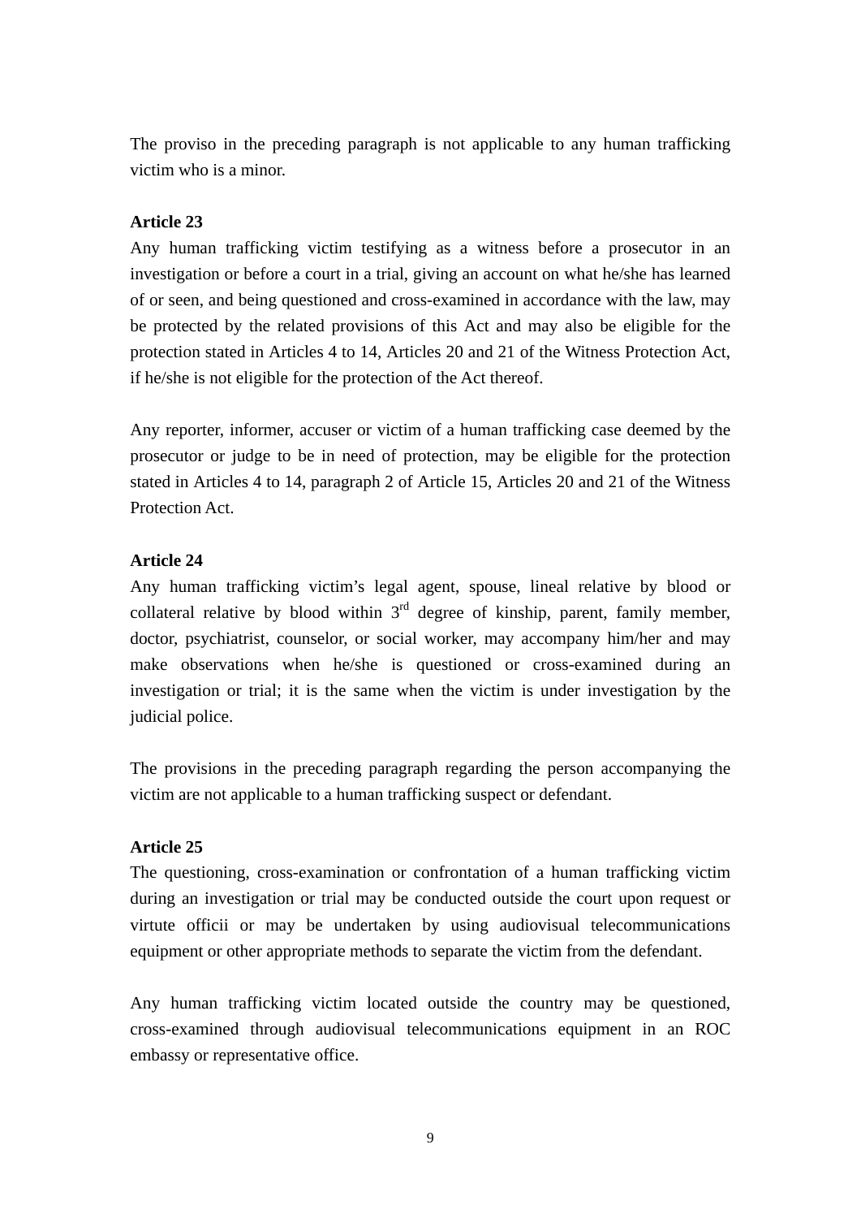The proviso in the preceding paragraph is not applicable to any human trafficking victim who is a minor.

**Article 23**

Any human trafficking victim testifying as a witness before a prosecutor in an investigation or before a court in a trial, giving an account on what he/she has learned of or seen, and being questioned and cross-examined in accordance with the law, may be protected by the related provisions of this Act and may also be eligible for the protection stated in Articles 4 to 14, Articles 20 and 21 of the Witness Protection Act, if he/she is not eligible for the protection of the Act thereof.

Any reporter, informer, accuser or victim of a human trafficking case deemed by the prosecutor or judge to be in need of protection, may be eligible for the protection stated in Articles 4 to 14, paragraph 2 of Article 15, Articles 20 and 21 of the Witness Protection Act.

**Article 24**

Any human trafficking victim's legal agent, spouse, lineal relative by blood or collateral relative by blood within 3rd degree of kinship, parent, family member, doctor, psychiatrist, counselor, or social worker, may accompany him/her and may make observations when he/she is questioned or cross-examined during an investigation or trial; it is the same when the victim is under investigation by the judicial police.

The provisions in the preceding paragraph regarding the person accompanying the victim are not applicable to a human trafficking suspect or defendant.

**Article 25**

The questioning, cross-examination or confrontation of a human trafficking victim during an investigation or trial may be conducted outside the court upon request or virtute officii or may be undertaken by using audiovisual telecommunications equipment or other appropriate methods to separate the victim from the defendant.

Any human trafficking victim located outside the country may be questioned, cross-examined through audiovisual telecommunications equipment in an ROC embassy or representative office.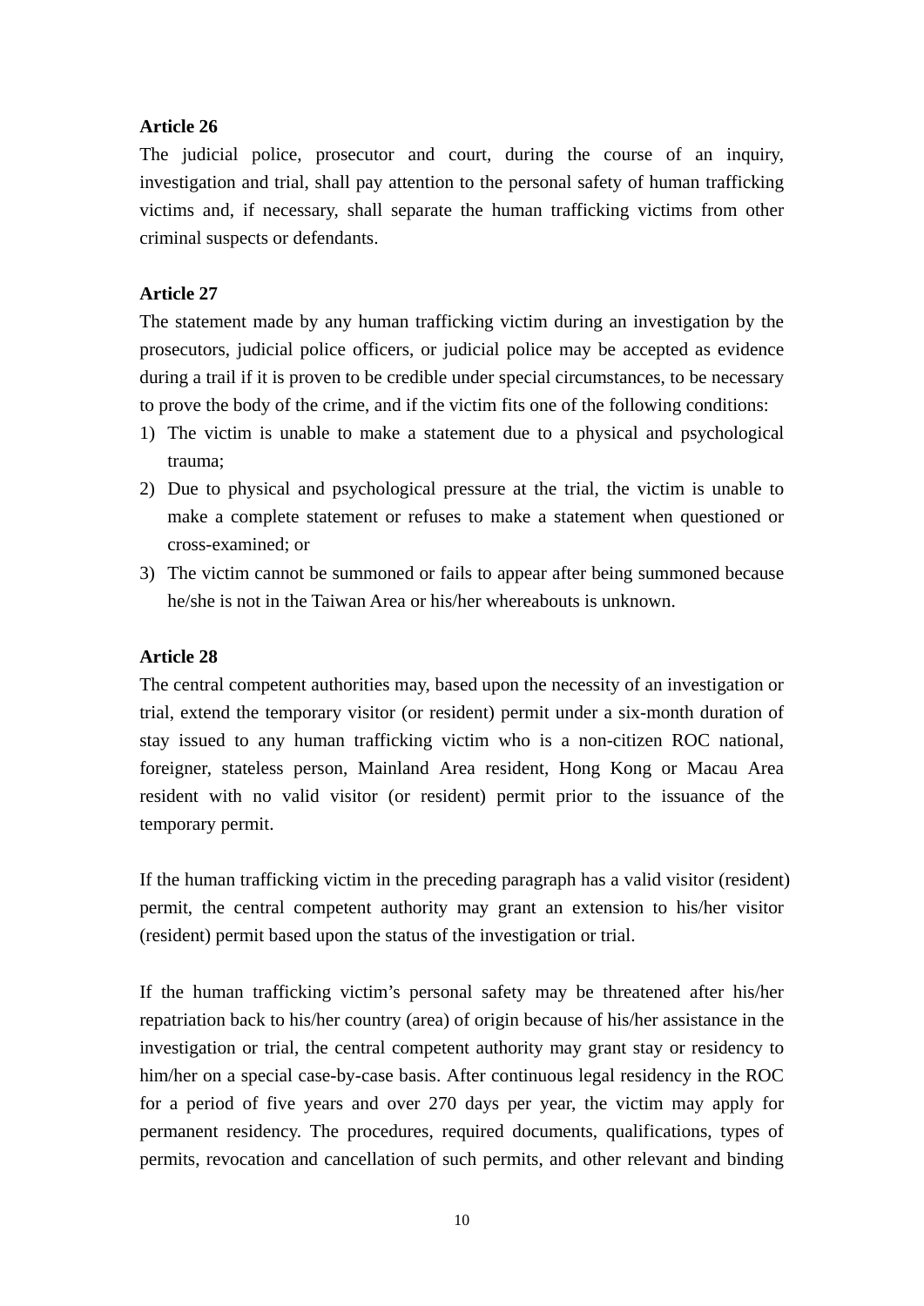**Article 26**

The judicial police, prosecutor and court, during the course of an inquiry, investigation and trial, shall pay attention to the personal safety of human trafficking victims and, if necessary, shall separate the human trafficking victims from other criminal suspects or defendants.

**Article 27**

The statement made by any human trafficking victim during an investigation by the prosecutors, judicial police officers, or judicial police may be accepted as evidence during a trail if it is proven to be credible under special circumstances, to be necessary to prove the body of the crime, and if the victim fits one of the following conditions:

1) The victim is unable to make a statement due to a physical and psychological trauma;
2) Due to physical and psychological pressure at the trial, the victim is unable to make a complete statement or refuses to make a statement when questioned or cross-examined; or
3) The victim cannot be summoned or fails to appear after being summoned because he/she is not in the Taiwan Area or his/her whereabouts is unknown.

**Article 28**

The central competent authorities may, based upon the necessity of an investigation or trial, extend the temporary visitor (or resident) permit under a six-month duration of stay issued to any human trafficking victim who is a non-citizen ROC national, foreigner, stateless person, Mainland Area resident, Hong Kong or Macau Area resident with no valid visitor (or resident) permit prior to the issuance of the temporary permit.

If the human trafficking victim in the preceding paragraph has a valid visitor (resident) permit, the central competent authority may grant an extension to his/her visitor (resident) permit based upon the status of the investigation or trial.

If the human trafficking victim's personal safety may be threatened after his/her repatriation back to his/her country (area) of origin because of his/her assistance in the investigation or trial, the central competent authority may grant stay or residency to him/her on a special case-by-case basis. After continuous legal residency in the ROC for a period of five years and over 270 days per year, the victim may apply for permanent residency. The procedures, required documents, qualifications, types of permits, revocation and cancellation of such permits, and other relevant and binding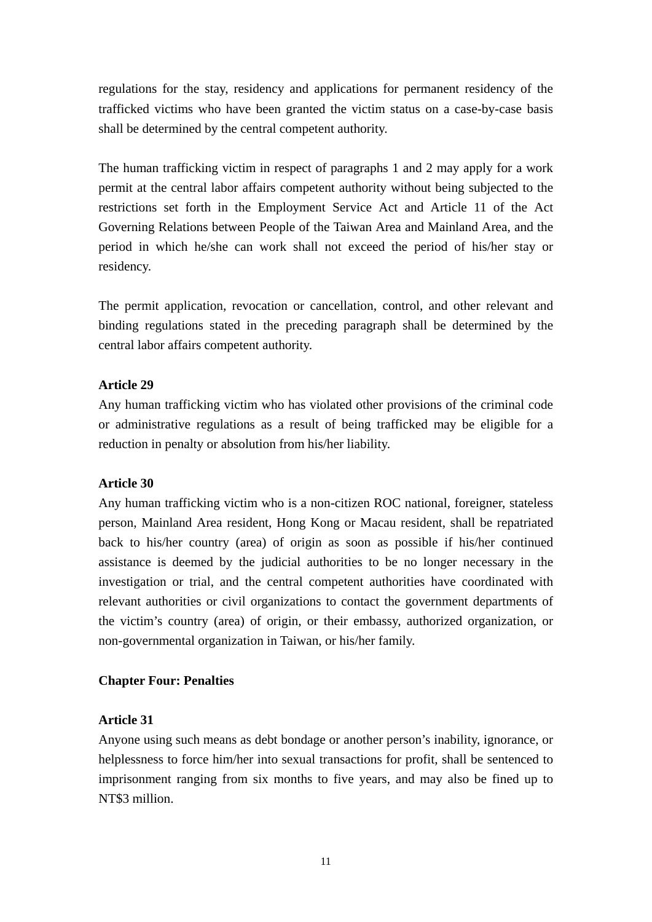regulations for the stay, residency and applications for permanent residency of the trafficked victims who have been granted the victim status on a case-by-case basis shall be determined by the central competent authority.

The human trafficking victim in respect of paragraphs 1 and 2 may apply for a work permit at the central labor affairs competent authority without being subjected to the restrictions set forth in the Employment Service Act and Article 11 of the Act Governing Relations between People of the Taiwan Area and Mainland Area, and the period in which he/she can work shall not exceed the period of his/her stay or residency.

The permit application, revocation or cancellation, control, and other relevant and binding regulations stated in the preceding paragraph shall be determined by the central labor affairs competent authority.

**Article 29**

Any human trafficking victim who has violated other provisions of the criminal code or administrative regulations as a result of being trafficked may be eligible for a reduction in penalty or absolution from his/her liability.

**Article 30**

Any human trafficking victim who is a non-citizen ROC national, foreigner, stateless person, Mainland Area resident, Hong Kong or Macau resident, shall be repatriated back to his/her country (area) of origin as soon as possible if his/her continued assistance is deemed by the judicial authorities to be no longer necessary in the investigation or trial, and the central competent authorities have coordinated with relevant authorities or civil organizations to contact the government departments of the victim's country (area) of origin, or their embassy, authorized organization, or non-governmental organization in Taiwan, or his/her family.

## Chapter Four: Penalties

**Article 31**

Anyone using such means as debt bondage or another person's inability, ignorance, or helplessness to force him/her into sexual transactions for profit, shall be sentenced to imprisonment ranging from six months to five years, and may also be fined up to NT$3 million.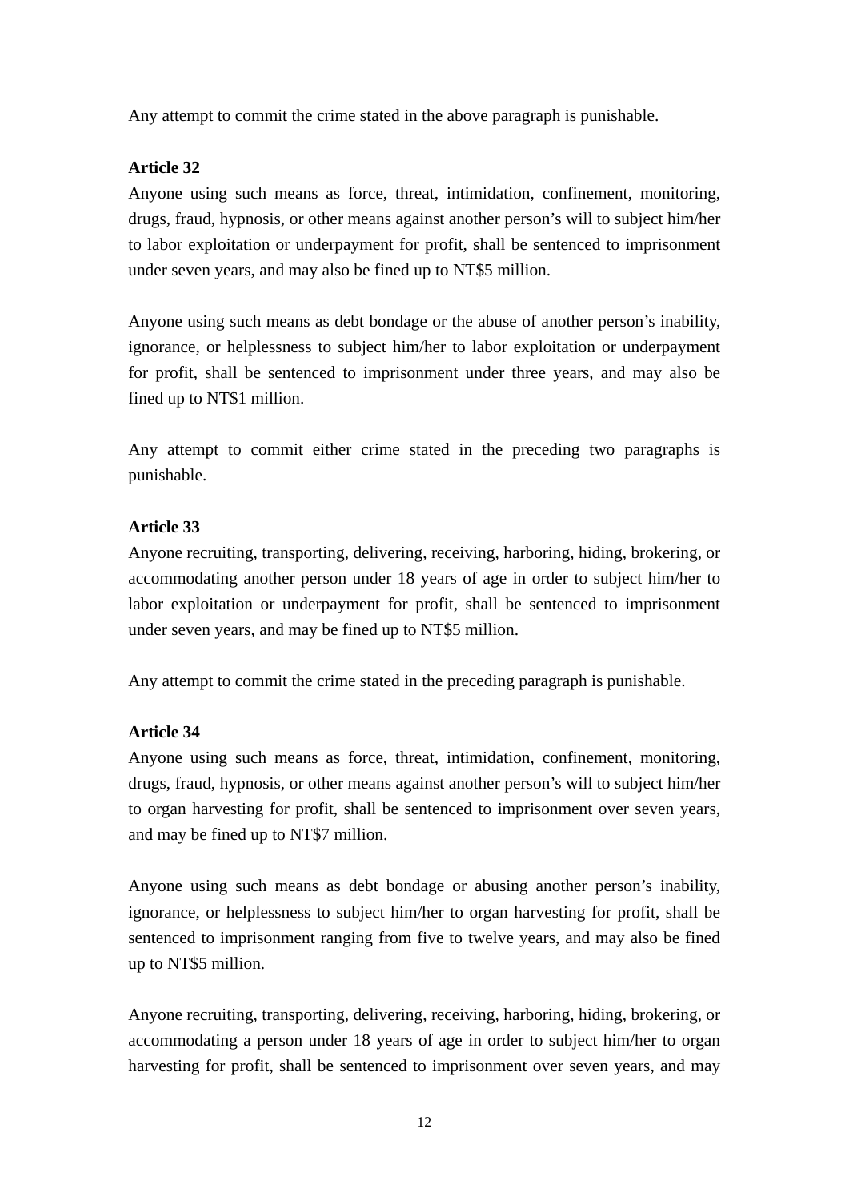Any attempt to commit the crime stated in the above paragraph is punishable.

**Article 32**

Anyone using such means as force, threat, intimidation, confinement, monitoring, drugs, fraud, hypnosis, or other means against another person's will to subject him/her to labor exploitation or underpayment for profit, shall be sentenced to imprisonment under seven years, and may also be fined up to NT$5 million.

Anyone using such means as debt bondage or the abuse of another person's inability, ignorance, or helplessness to subject him/her to labor exploitation or underpayment for profit, shall be sentenced to imprisonment under three years, and may also be fined up to NT$1 million.

Any attempt to commit either crime stated in the preceding two paragraphs is punishable.

**Article 33**

Anyone recruiting, transporting, delivering, receiving, harboring, hiding, brokering, or accommodating another person under 18 years of age in order to subject him/her to labor exploitation or underpayment for profit, shall be sentenced to imprisonment under seven years, and may be fined up to NT$5 million.

Any attempt to commit the crime stated in the preceding paragraph is punishable.

**Article 34**

Anyone using such means as force, threat, intimidation, confinement, monitoring, drugs, fraud, hypnosis, or other means against another person's will to subject him/her to organ harvesting for profit, shall be sentenced to imprisonment over seven years, and may be fined up to NT$7 million.

Anyone using such means as debt bondage or abusing another person's inability, ignorance, or helplessness to subject him/her to organ harvesting for profit, shall be sentenced to imprisonment ranging from five to twelve years, and may also be fined up to NT$5 million.

Anyone recruiting, transporting, delivering, receiving, harboring, hiding, brokering, or accommodating a person under 18 years of age in order to subject him/her to organ harvesting for profit, shall be sentenced to imprisonment over seven years, and may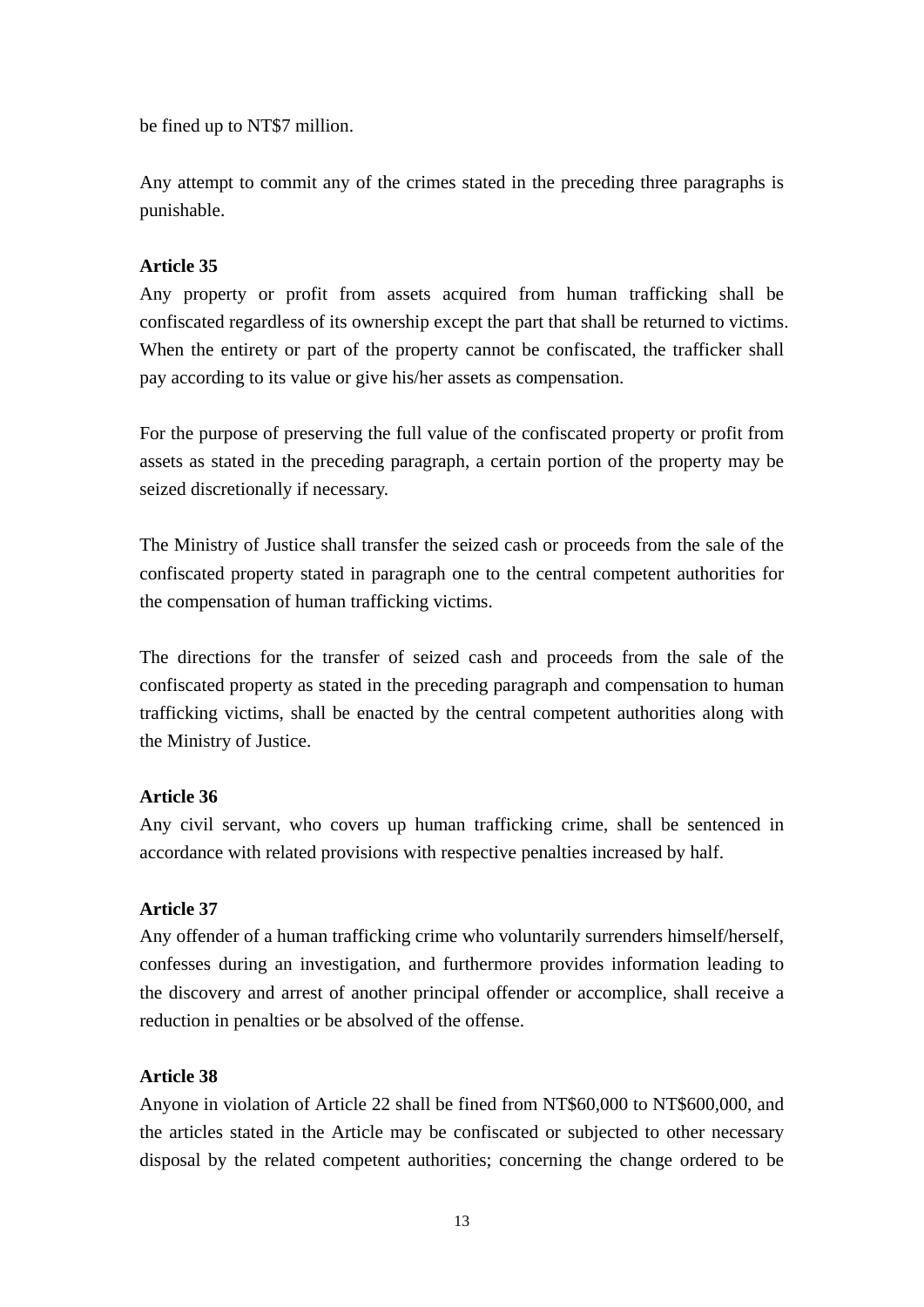be fined up to NT$7 million.

Any attempt to commit any of the crimes stated in the preceding three paragraphs is punishable.

**Article 35**

Any property or profit from assets acquired from human trafficking shall be confiscated regardless of its ownership except the part that shall be returned to victims. When the entirety or part of the property cannot be confiscated, the trafficker shall pay according to its value or give his/her assets as compensation.

For the purpose of preserving the full value of the confiscated property or profit from assets as stated in the preceding paragraph, a certain portion of the property may be seized discretionally if necessary.

The Ministry of Justice shall transfer the seized cash or proceeds from the sale of the confiscated property stated in paragraph one to the central competent authorities for the compensation of human trafficking victims.

The directions for the transfer of seized cash and proceeds from the sale of the confiscated property as stated in the preceding paragraph and compensation to human trafficking victims, shall be enacted by the central competent authorities along with the Ministry of Justice.

**Article 36**

Any civil servant, who covers up human trafficking crime, shall be sentenced in accordance with related provisions with respective penalties increased by half.

**Article 37**

Any offender of a human trafficking crime who voluntarily surrenders himself/herself, confesses during an investigation, and furthermore provides information leading to the discovery and arrest of another principal offender or accomplice, shall receive a reduction in penalties or be absolved of the offense.

**Article 38**

Anyone in violation of Article 22 shall be fined from NT$60,000 to NT$600,000, and the articles stated in the Article may be confiscated or subjected to other necessary disposal by the related competent authorities; concerning the change ordered to be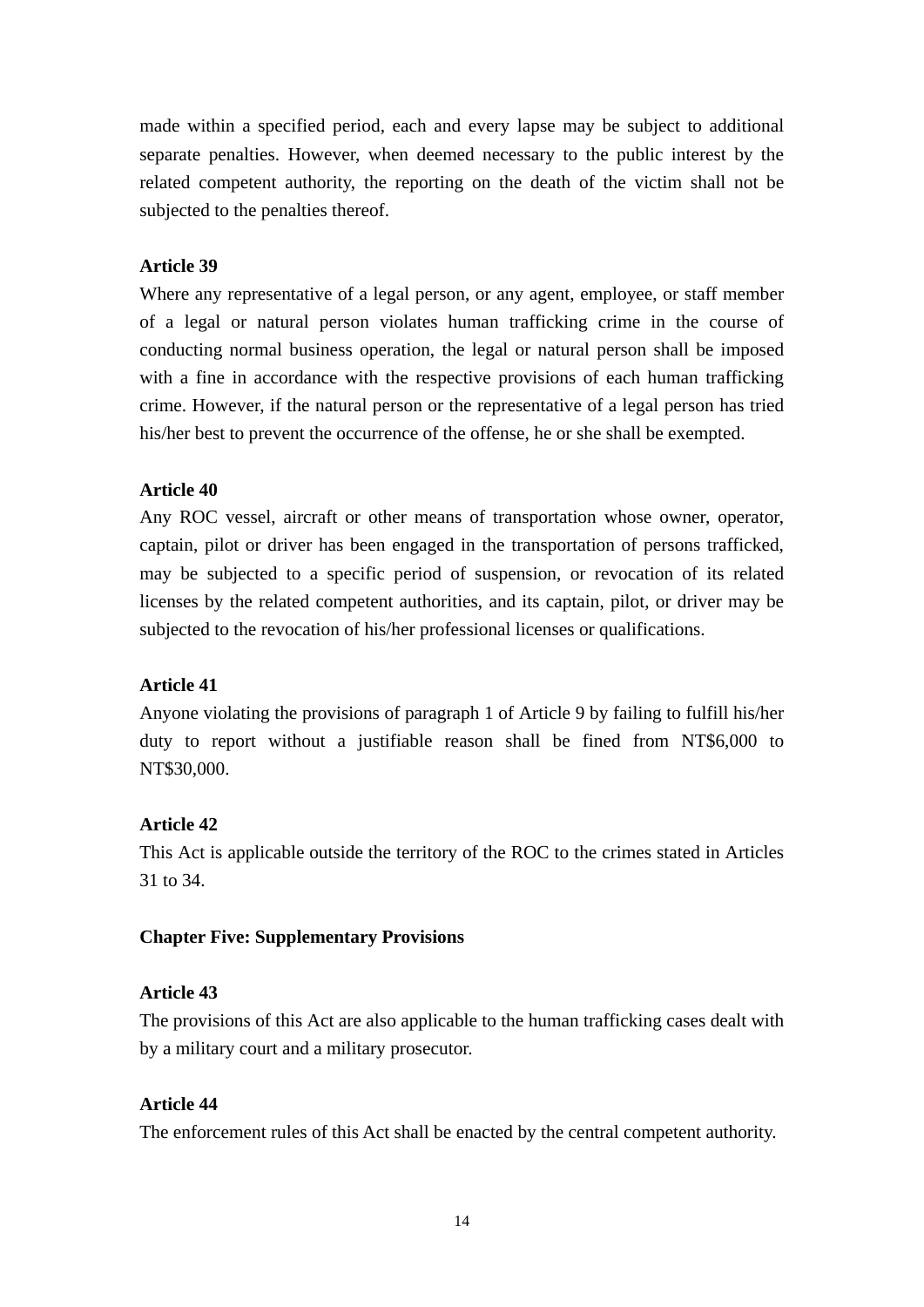made within a specified period, each and every lapse may be subject to additional separate penalties. However, when deemed necessary to the public interest by the related competent authority, the reporting on the death of the victim shall not be subjected to the penalties thereof.

**Article 39**
Where any representative of a legal person, or any agent, employee, or staff member of a legal or natural person violates human trafficking crime in the course of conducting normal business operation, the legal or natural person shall be imposed with a fine in accordance with the respective provisions of each human trafficking crime. However, if the natural person or the representative of a legal person has tried his/her best to prevent the occurrence of the offense, he or she shall be exempted.

**Article 40**
Any ROC vessel, aircraft or other means of transportation whose owner, operator, captain, pilot or driver has been engaged in the transportation of persons trafficked, may be subjected to a specific period of suspension, or revocation of its related licenses by the related competent authorities, and its captain, pilot, or driver may be subjected to the revocation of his/her professional licenses or qualifications.

**Article 41**
Anyone violating the provisions of paragraph 1 of Article 9 by failing to fulfill his/her duty to report without a justifiable reason shall be fined from NT$6,000 to NT$30,000.

**Article 42**
This Act is applicable outside the territory of the ROC to the crimes stated in Articles 31 to 34.

**Chapter Five: Supplementary Provisions**

**Article 43**
The provisions of this Act are also applicable to the human trafficking cases dealt with by a military court and a military prosecutor.

**Article 44**
The enforcement rules of this Act shall be enacted by the central competent authority.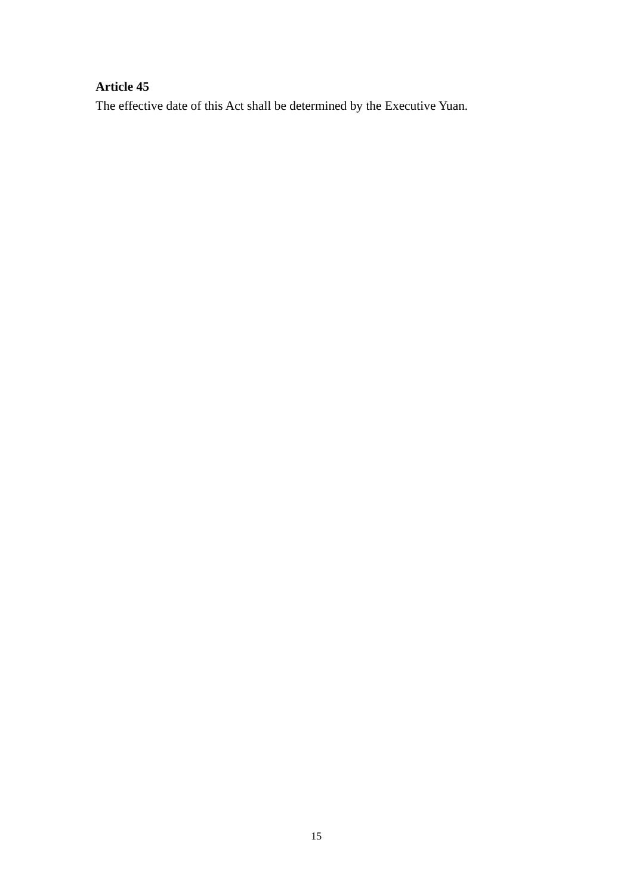**Article 45**

The effective date of this Act shall be determined by the Executive Yuan.